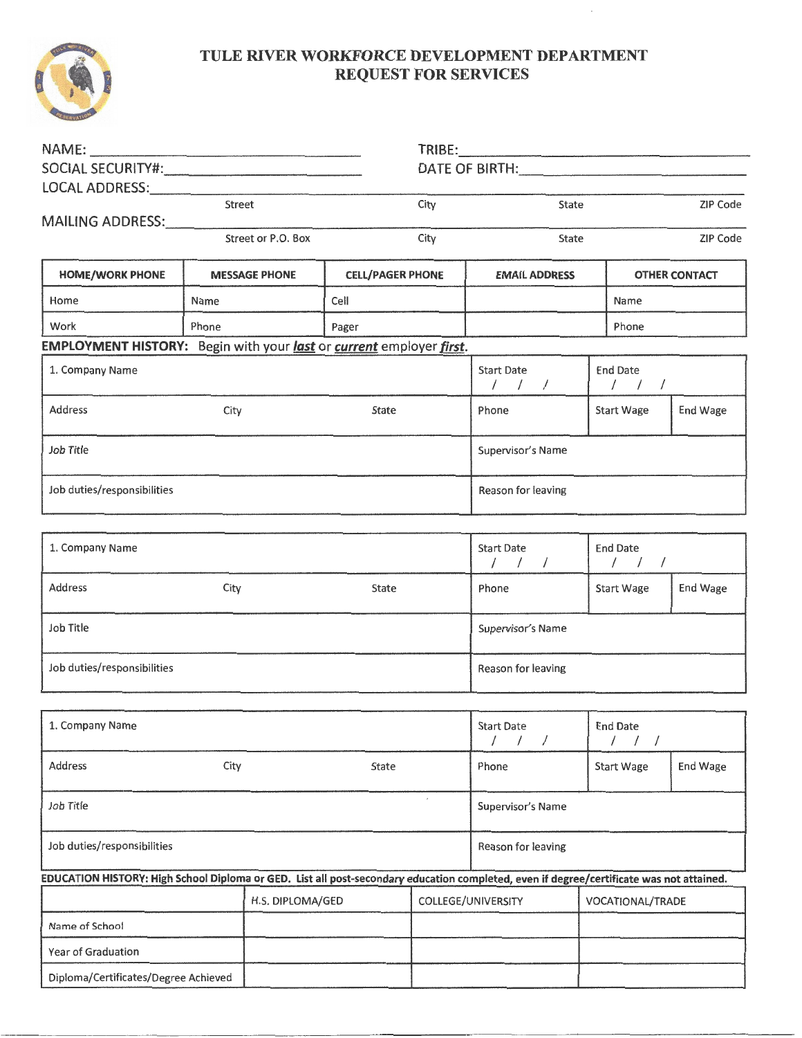# TULE RIVER WORKFORCE DEVELOPMENT DEPARTMENT
## REQUEST FOR SERVICES

NAME: ______________________ TRIBE: ______________________

SOCIAL SECURITY#: ______________________ DATE OF BIRTH: ______________________

LOCAL ADDRESS: ______________________
Street City State ZIP Code

MAILING ADDRESS: ______________________
Street or P.O. Box City State ZIP Code

| HOME/WORK PHONE | MESSAGE PHONE | CELL/PAGER PHONE | EMAIL ADDRESS | OTHER CONTACT |
|---|---|---|---|---|
| Home | Name | Cell | | Name |
| Work | Phone | Pager | | Phone |

**EMPLOYMENT HISTORY:** Begin with your ***last*** or ***current*** employer ***first***.

| 1. Company Name | | | Start Date / / / | End Date / / / | |
|---|---|---|---|---|---|
| Address | City | State | Phone | Start Wage | End Wage |
| Job Title | | | Supervisor's Name | | |
| Job duties/responsibilities | | | Reason for leaving | | |

| 1. Company Name | | | Start Date / / / | End Date / / / | |
|---|---|---|---|---|---|
| Address | City | State | Phone | Start Wage | End Wage |
| Job Title | | | Supervisor's Name | | |
| Job duties/responsibilities | | | Reason for leaving | | |

| 1. Company Name | | | Start Date / / / | End Date / / / | |
|---|---|---|---|---|---|
| Address | City | State | Phone | Start Wage | End Wage |
| Job Title | | | Supervisor's Name | | |
| Job duties/responsibilities | | | Reason for leaving | | |

**EDUCATION HISTORY: High School Diploma or GED. List all post-secondary education completed, even if degree/certificate was not attained.**

| | H.S. DIPLOMA/GED | COLLEGE/UNIVERSITY | VOCATIONAL/TRADE |
|---|---|---|---|
| Name of School | | | |
| Year of Graduation | | | |
| Diploma/Certificates/Degree Achieved | | | |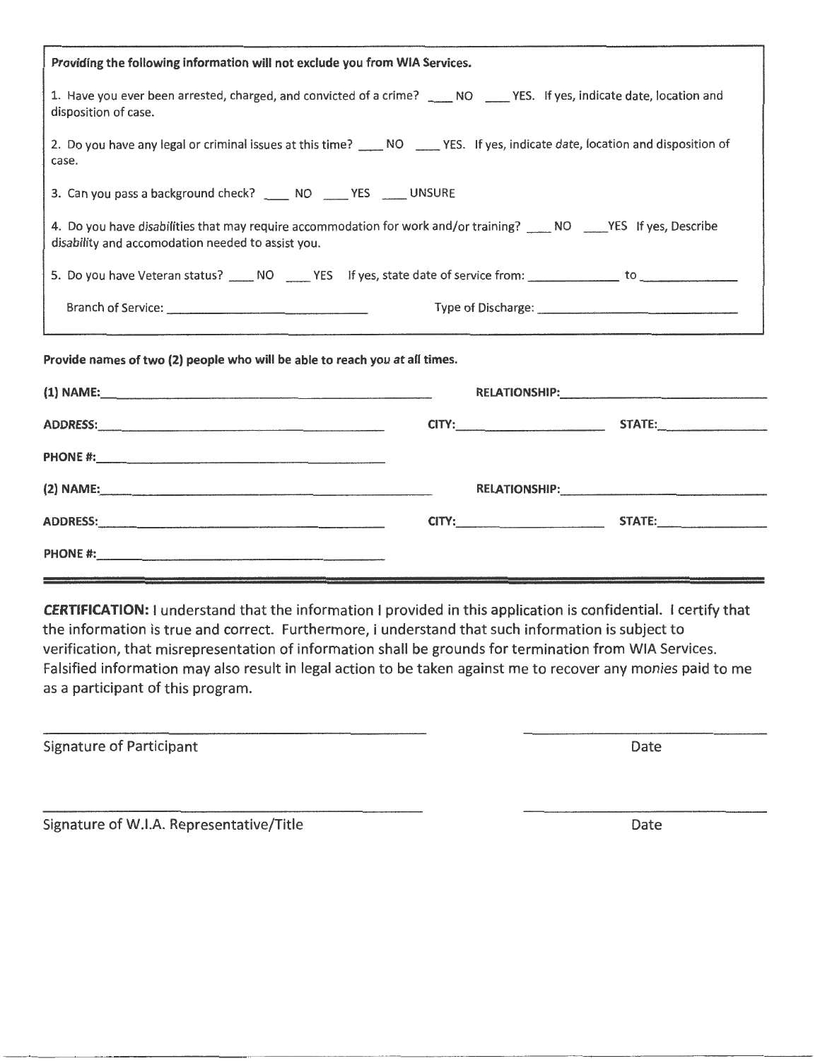***Providing the following information will not exclude you from WIA Services.***

1. Have you ever been arrested, charged, and convicted of a crime? ____ NO ____ YES. If yes, indicate date, location and disposition of case.

2. Do you have any legal or criminal issues at this time? ____ NO ____ YES. If yes, indicate date, location and disposition of case.

3. Can you pass a background check? ____ NO ____ YES ____ UNSURE

4. Do you have disabilities that may require accommodation for work and/or training? ____ NO ____YES If yes, Describe disability and accomodation needed to assist you.

5. Do you have Veteran status? ____ NO ____ YES If yes, state date of service from: ______________ to ______________

Branch of Service: ______________________________ Type of Discharge: ______________________________

**Provide names of two (2) people who will be able to reach you at all times.**

**(1) NAME:**______________________________ **RELATIONSHIP:**______________________________

**ADDRESS:**______________________________ **CITY:**____________________ **STATE:**______________

**PHONE #:**______________________________

**(2) NAME:**______________________________ **RELATIONSHIP:**______________________________

**ADDRESS:**______________________________ **CITY:**____________________ **STATE:**______________

**PHONE #:**______________________________

***CERTIFICATION:*** I understand that the information I provided in this application is confidential. I certify that the information is true and correct. Furthermore, i understand that such information is subject to verification, that misrepresentation of information shall be grounds for termination from WIA Services. Falsified information may also result in legal action to be taken against me to recover any monies paid to me as a participant of this program.

______________________________ ______________________________

Signature of Participant Date

______________________________ ______________________________

Signature of W.I.A. Representative/Title Date